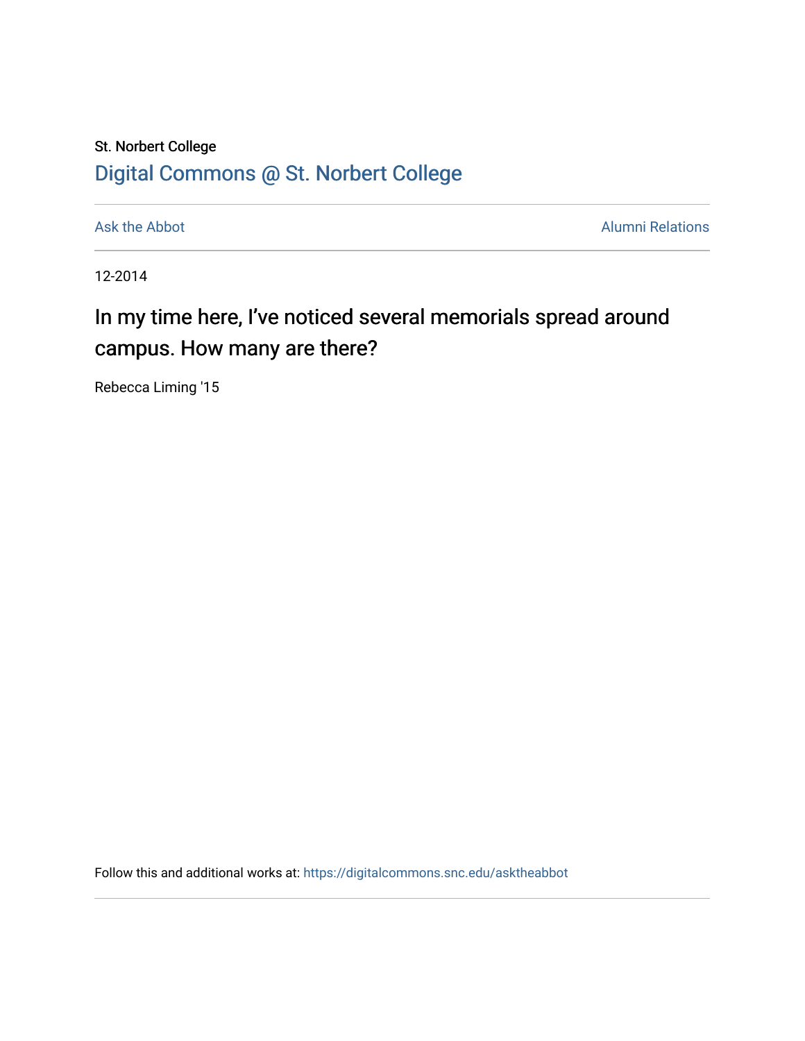St. Norbert College

[Digital Commons @ St. Norbert College](https://digitalcommons.snc.edu)

Ask the Abbot | Alumni Relations

12-2014

# In my time here, I've noticed several memorials spread around campus. How many are there?

Rebecca Liming '15

Follow this and additional works at: https://digitalcommons.snc.edu/asktheabbot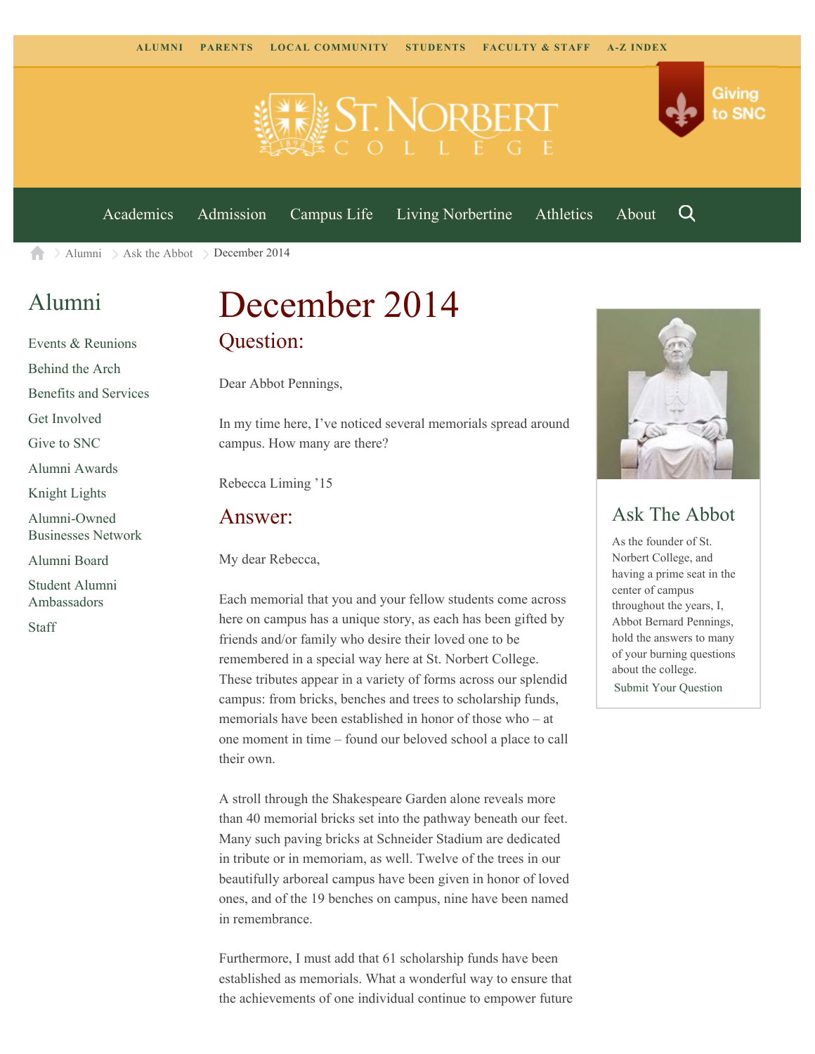ALUMNI PARENTS LOCAL COMMUNITY STUDENTS FACULTY & STAFF A-Z INDEX

Giving to SNC

Academics Admission Campus Life Living Norbertine Athletics About

Alumni > Ask the Abbot > December 2014

## Alumni

- Events & Reunions
- Behind the Arch
- Benefits and Services
- Get Involved
- Give to SNC
- Alumni Awards
- Knight Lights
- Alumni-Owned Businesses Network
- Alumni Board
- Student Alumni Ambassadors
- Staff

# December 2014

## Question:

Dear Abbot Pennings,

In my time here, I've noticed several memorials spread around campus. How many are there?

Rebecca Liming '15

## Answer:

My dear Rebecca,

Each memorial that you and your fellow students come across here on campus has a unique story, as each has been gifted by friends and/or family who desire their loved one to be remembered in a special way here at St. Norbert College. These tributes appear in a variety of forms across our splendid campus: from bricks, benches and trees to scholarship funds, memorials have been established in honor of those who – at one moment in time – found our beloved school a place to call their own.

A stroll through the Shakespeare Garden alone reveals more than 40 memorial bricks set into the pathway beneath our feet. Many such paving bricks at Schneider Stadium are dedicated in tribute or in memoriam, as well. Twelve of the trees in our beautifully arboreal campus have been given in honor of loved ones, and of the 19 benches on campus, nine have been named in remembrance.

Furthermore, I must add that 61 scholarship funds have been established as memorials. What a wonderful way to ensure that the achievements of one individual continue to empower future

## Ask The Abbot

As the founder of St. Norbert College, and having a prime seat in the center of campus throughout the years, I, Abbot Bernard Pennings, hold the answers to many of your burning questions about the college.

Submit Your Question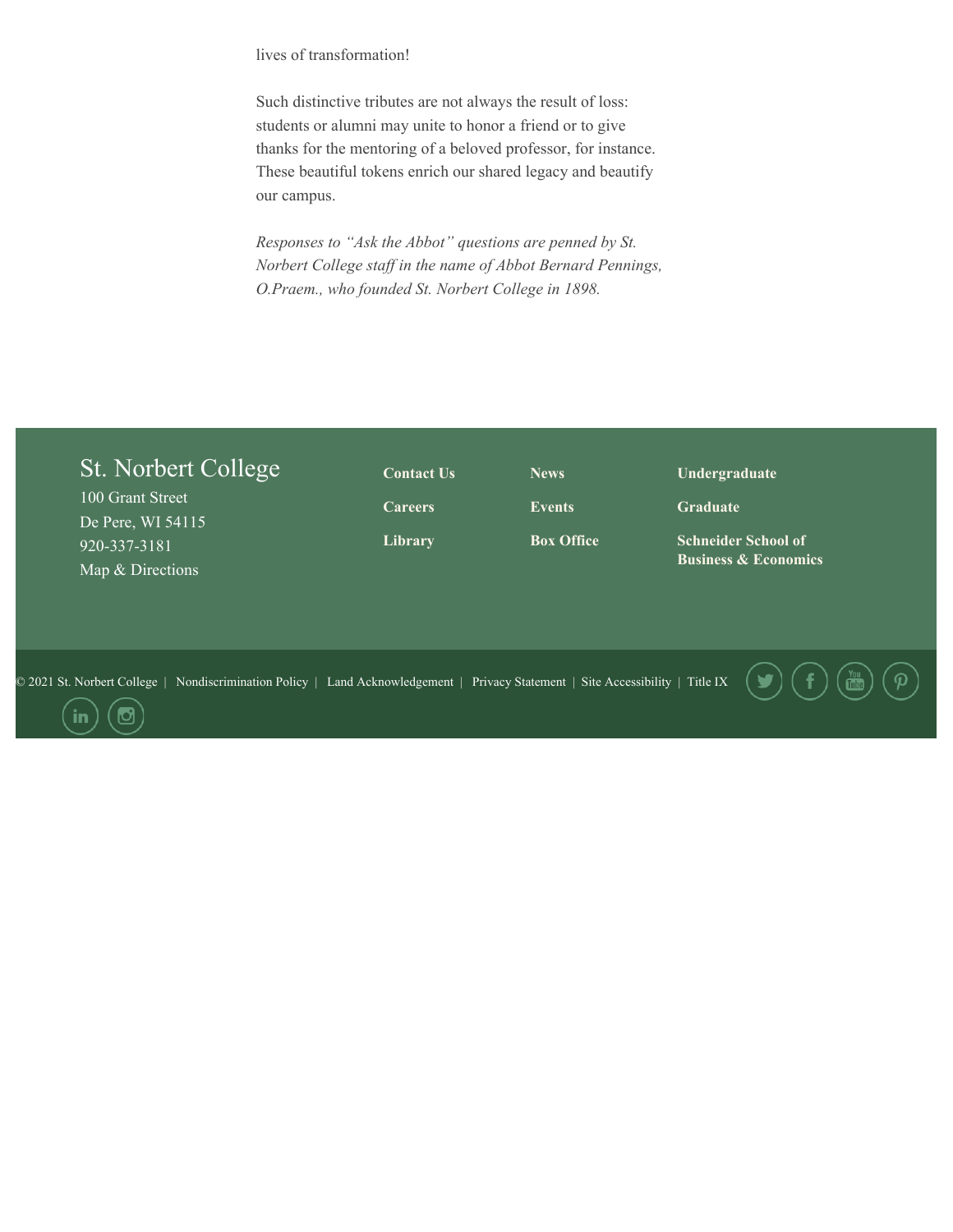lives of transformation!

Such distinctive tributes are not always the result of loss: students or alumni may unite to honor a friend or to give thanks for the mentoring of a beloved professor, for instance. These beautiful tokens enrich our shared legacy and beautify our campus.

*Responses to "Ask the Abbot" questions are penned by St. Norbert College staff in the name of Abbot Bernard Pennings, O.Praem., who founded St. Norbert College in 1898.*

St. Norbert College
100 Grant Street
De Pere, WI 54115
920-337-3181
Map & Directions

**Contact Us**
**Careers**
**Library**
**News**
**Events**
**Box Office**
**Undergraduate**
**Graduate**
**Schneider School of Business & Economics**

© 2021 St. Norbert College | Nondiscrimination Policy | Land Acknowledgement | Privacy Statement | Site Accessibility | Title IX